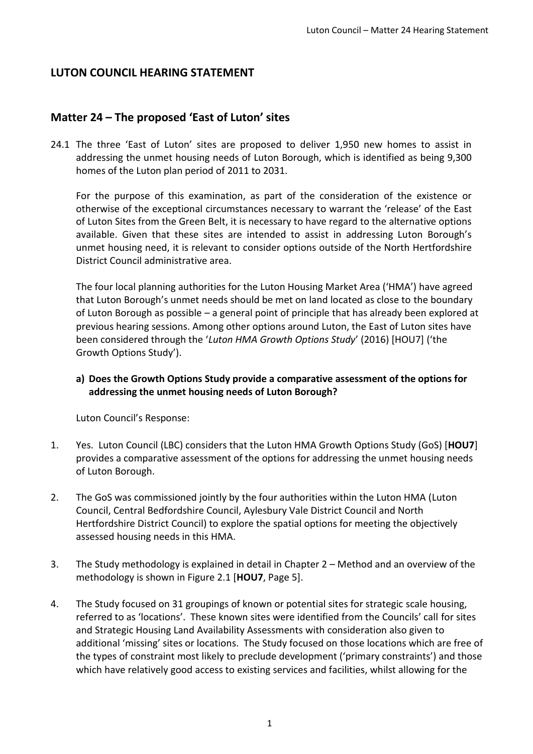## LUTON COUNCIL HEARING STATEMENT

### Matter 24 – The proposed 'East of Luton' sites

24.1 The three 'East of Luton' sites are proposed to deliver 1,950 new homes to assist in addressing the unmet housing needs of Luton Borough, which is identified as being 9,300 homes of the Luton plan period of 2011 to 2031.

For the purpose of this examination, as part of the consideration of the existence or otherwise of the exceptional circumstances necessary to warrant the 'release' of the East of Luton Sites from the Green Belt, it is necessary to have regard to the alternative options available. Given that these sites are intended to assist in addressing Luton Borough's unmet housing need, it is relevant to consider options outside of the North Hertfordshire District Council administrative area.

The four local planning authorities for the Luton Housing Market Area ('HMA') have agreed that Luton Borough's unmet needs should be met on land located as close to the boundary of Luton Borough as possible – a general point of principle that has already been explored at previous hearing sessions. Among other options around Luton, the East of Luton sites have been considered through the '*Luton HMA Growth Options Study*' (2016) [HOU7] ('the Growth Options Study').

**a) Does the Growth Options Study provide a comparative assessment of the options for addressing the unmet housing needs of Luton Borough?**

Luton Council's Response:

1. Yes. Luton Council (LBC) considers that the Luton HMA Growth Options Study (GoS) [**HOU7**] provides a comparative assessment of the options for addressing the unmet housing needs of Luton Borough.

2. The GoS was commissioned jointly by the four authorities within the Luton HMA (Luton Council, Central Bedfordshire Council, Aylesbury Vale District Council and North Hertfordshire District Council) to explore the spatial options for meeting the objectively assessed housing needs in this HMA.

3. The Study methodology is explained in detail in Chapter 2 – Method and an overview of the methodology is shown in Figure 2.1 [**HOU7**, Page 5].

4. The Study focused on 31 groupings of known or potential sites for strategic scale housing, referred to as 'locations'. These known sites were identified from the Councils' call for sites and Strategic Housing Land Availability Assessments with consideration also given to additional 'missing' sites or locations. The Study focused on those locations which are free of the types of constraint most likely to preclude development ('primary constraints') and those which have relatively good access to existing services and facilities, whilst allowing for the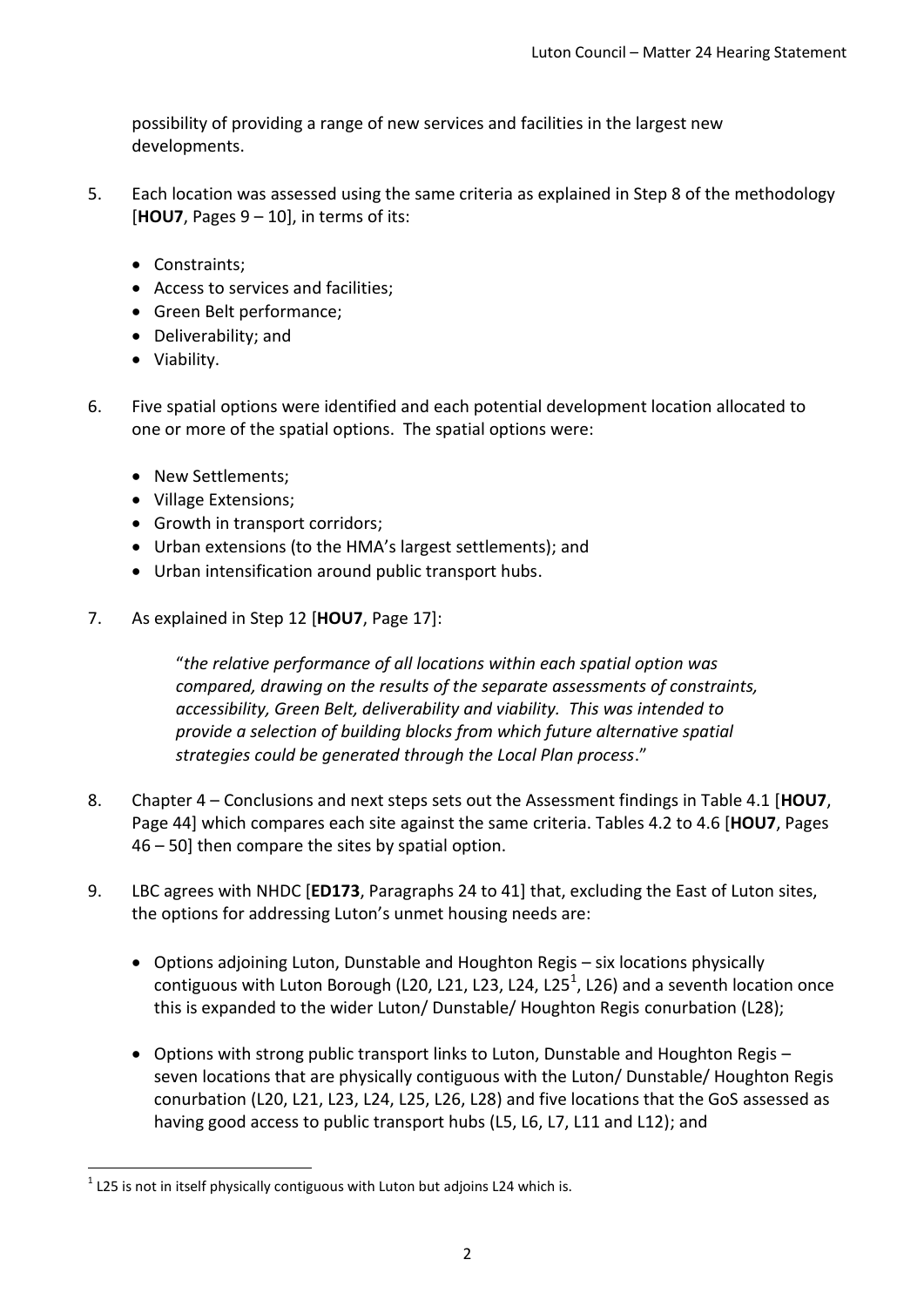possibility of providing a range of new services and facilities in the largest new developments.

5. Each location was assessed using the same criteria as explained in Step 8 of the methodology [**HOU7**, Pages 9 – 10], in terms of its:

   - Constraints;
   - Access to services and facilities;
   - Green Belt performance;
   - Deliverability; and
   - Viability.

6. Five spatial options were identified and each potential development location allocated to one or more of the spatial options. The spatial options were:

   - New Settlements;
   - Village Extensions;
   - Growth in transport corridors;
   - Urban extensions (to the HMA's largest settlements); and
   - Urban intensification around public transport hubs.

7. As explained in Step 12 [**HOU7**, Page 17]:

   > "*the relative performance of all locations within each spatial option was compared, drawing on the results of the separate assessments of constraints, accessibility, Green Belt, deliverability and viability. This was intended to provide a selection of building blocks from which future alternative spatial strategies could be generated through the Local Plan process*."

8. Chapter 4 – Conclusions and next steps sets out the Assessment findings in Table 4.1 [**HOU7**, Page 44] which compares each site against the same criteria. Tables 4.2 to 4.6 [**HOU7**, Pages 46 – 50] then compare the sites by spatial option.

9. LBC agrees with NHDC [**ED173**, Paragraphs 24 to 41] that, excluding the East of Luton sites, the options for addressing Luton's unmet housing needs are:

   - Options adjoining Luton, Dunstable and Houghton Regis – six locations physically contiguous with Luton Borough (L20, L21, L23, L24, L25[1], L26) and a seventh location once this is expanded to the wider Luton/ Dunstable/ Houghton Regis conurbation (L28);

   - Options with strong public transport links to Luton, Dunstable and Houghton Regis – seven locations that are physically contiguous with the Luton/ Dunstable/ Houghton Regis conurbation (L20, L21, L23, L24, L25, L26, L28) and five locations that the GoS assessed as having good access to public transport hubs (L5, L6, L7, L11 and L12); and

---

[1] L25 is not in itself physically contiguous with Luton but adjoins L24 which is.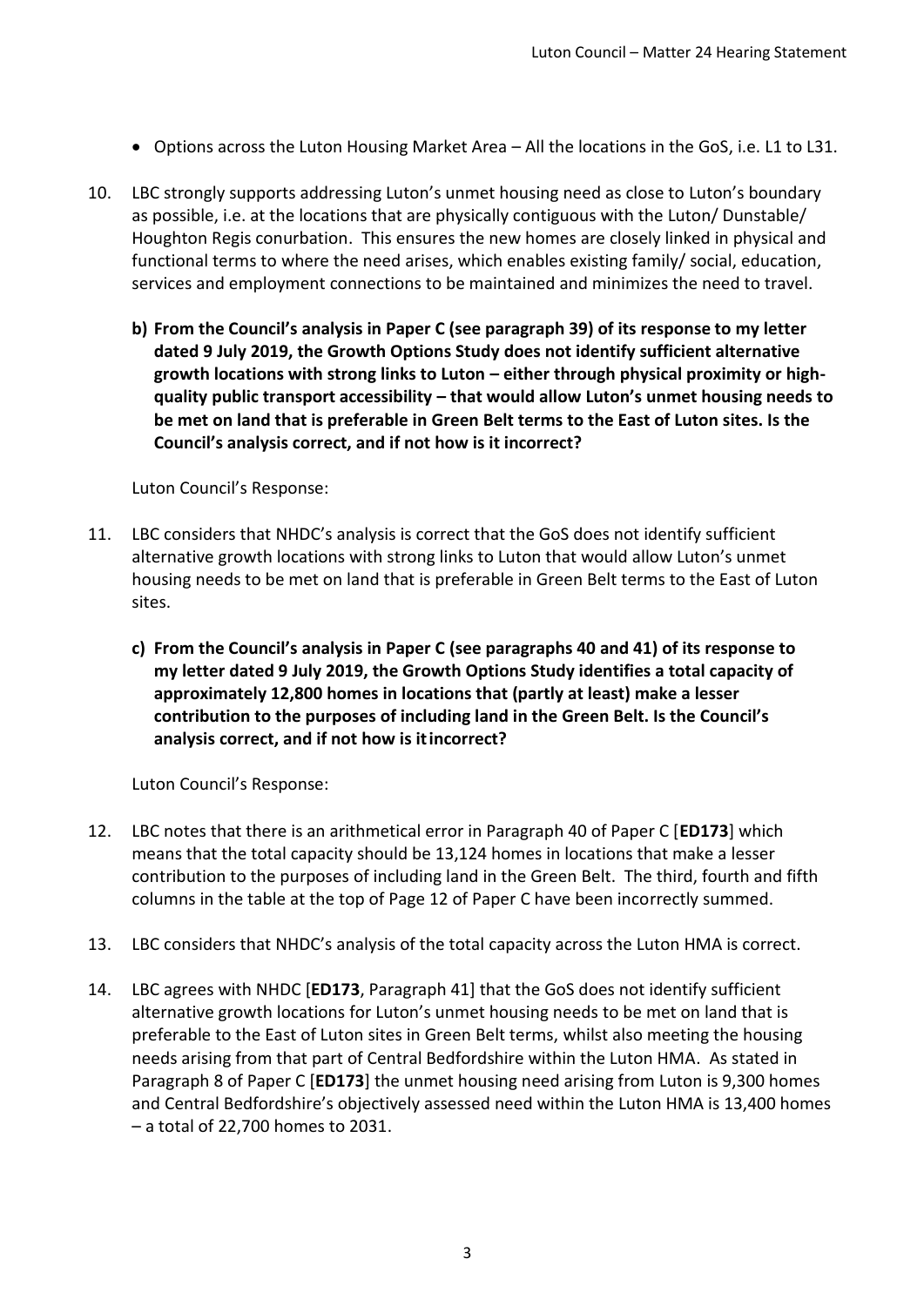- Options across the Luton Housing Market Area – All the locations in the GoS, i.e. L1 to L31.

10. LBC strongly supports addressing Luton's unmet housing need as close to Luton's boundary as possible, i.e. at the locations that are physically contiguous with the Luton/ Dunstable/ Houghton Regis conurbation. This ensures the new homes are closely linked in physical and functional terms to where the need arises, which enables existing family/ social, education, services and employment connections to be maintained and minimizes the need to travel.

   **b) From the Council's analysis in Paper C (see paragraph 39) of its response to my letter dated 9 July 2019, the Growth Options Study does not identify sufficient alternative growth locations with strong links to Luton – either through physical proximity or high-quality public transport accessibility – that would allow Luton's unmet housing needs to be met on land that is preferable in Green Belt terms to the East of Luton sites. Is the Council's analysis correct, and if not how is it incorrect?**

   Luton Council's Response:

11. LBC considers that NHDC's analysis is correct that the GoS does not identify sufficient alternative growth locations with strong links to Luton that would allow Luton's unmet housing needs to be met on land that is preferable in Green Belt terms to the East of Luton sites.

   **c) From the Council's analysis in Paper C (see paragraphs 40 and 41) of its response to my letter dated 9 July 2019, the Growth Options Study identifies a total capacity of approximately 12,800 homes in locations that (partly at least) make a lesser contribution to the purposes of including land in the Green Belt. Is the Council's analysis correct, and if not how is it incorrect?**

   Luton Council's Response:

12. LBC notes that there is an arithmetical error in Paragraph 40 of Paper C [**ED173**] which means that the total capacity should be 13,124 homes in locations that make a lesser contribution to the purposes of including land in the Green Belt. The third, fourth and fifth columns in the table at the top of Page 12 of Paper C have been incorrectly summed.

13. LBC considers that NHDC's analysis of the total capacity across the Luton HMA is correct.

14. LBC agrees with NHDC [**ED173**, Paragraph 41] that the GoS does not identify sufficient alternative growth locations for Luton's unmet housing needs to be met on land that is preferable to the East of Luton sites in Green Belt terms, whilst also meeting the housing needs arising from that part of Central Bedfordshire within the Luton HMA. As stated in Paragraph 8 of Paper C [**ED173**] the unmet housing need arising from Luton is 9,300 homes and Central Bedfordshire's objectively assessed need within the Luton HMA is 13,400 homes – a total of 22,700 homes to 2031.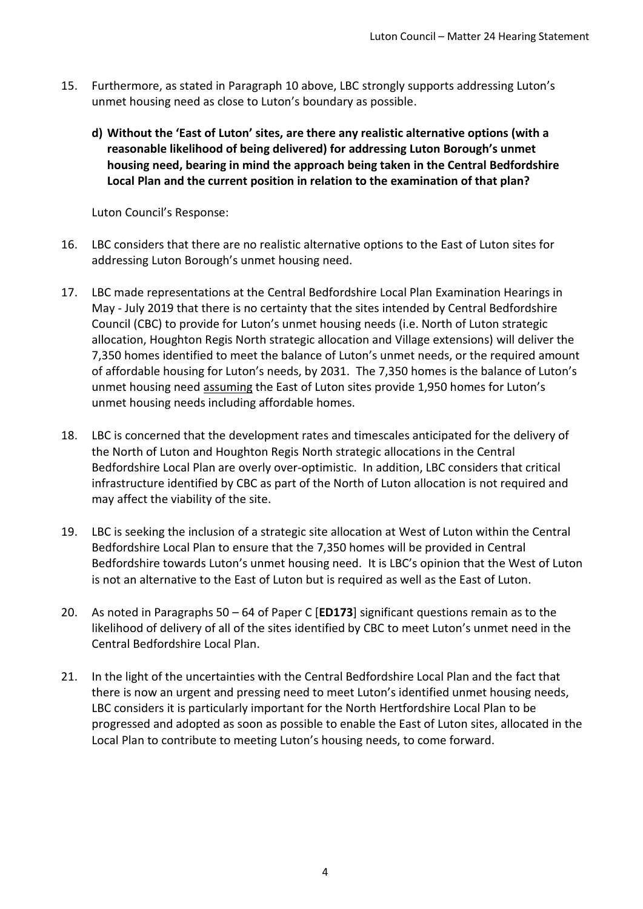15. Furthermore, as stated in Paragraph 10 above, LBC strongly supports addressing Luton's unmet housing need as close to Luton's boundary as possible.

**d) Without the 'East of Luton' sites, are there any realistic alternative options (with a reasonable likelihood of being delivered) for addressing Luton Borough's unmet housing need, bearing in mind the approach being taken in the Central Bedfordshire Local Plan and the current position in relation to the examination of that plan?**

Luton Council's Response:

16. LBC considers that there are no realistic alternative options to the East of Luton sites for addressing Luton Borough's unmet housing need.

17. LBC made representations at the Central Bedfordshire Local Plan Examination Hearings in May - July 2019 that there is no certainty that the sites intended by Central Bedfordshire Council (CBC) to provide for Luton's unmet housing needs (i.e. North of Luton strategic allocation, Houghton Regis North strategic allocation and Village extensions) will deliver the 7,350 homes identified to meet the balance of Luton's unmet needs, or the required amount of affordable housing for Luton's needs, by 2031. The 7,350 homes is the balance of Luton's unmet housing need <u>assuming</u> the East of Luton sites provide 1,950 homes for Luton's unmet housing needs including affordable homes.

18. LBC is concerned that the development rates and timescales anticipated for the delivery of the North of Luton and Houghton Regis North strategic allocations in the Central Bedfordshire Local Plan are overly over-optimistic. In addition, LBC considers that critical infrastructure identified by CBC as part of the North of Luton allocation is not required and may affect the viability of the site.

19. LBC is seeking the inclusion of a strategic site allocation at West of Luton within the Central Bedfordshire Local Plan to ensure that the 7,350 homes will be provided in Central Bedfordshire towards Luton's unmet housing need. It is LBC's opinion that the West of Luton is not an alternative to the East of Luton but is required as well as the East of Luton.

20. As noted in Paragraphs 50 – 64 of Paper C [**ED173**] significant questions remain as to the likelihood of delivery of all of the sites identified by CBC to meet Luton's unmet need in the Central Bedfordshire Local Plan.

21. In the light of the uncertainties with the Central Bedfordshire Local Plan and the fact that there is now an urgent and pressing need to meet Luton's identified unmet housing needs, LBC considers it is particularly important for the North Hertfordshire Local Plan to be progressed and adopted as soon as possible to enable the East of Luton sites, allocated in the Local Plan to contribute to meeting Luton's housing needs, to come forward.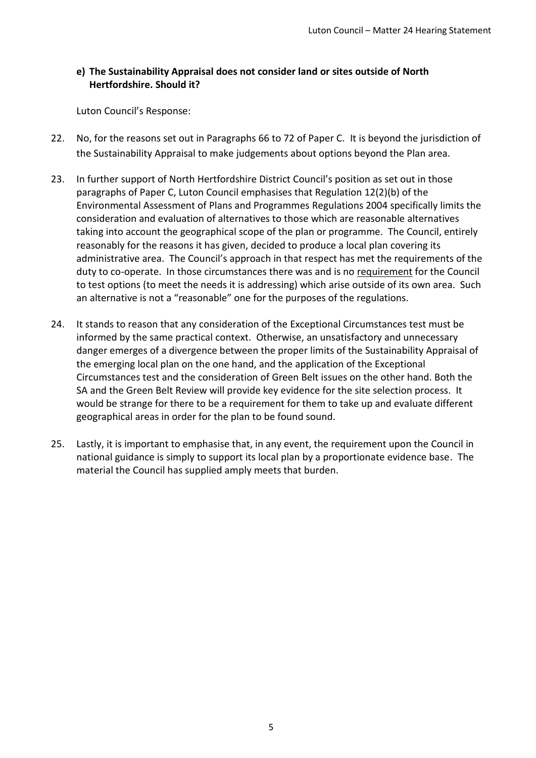**e) The Sustainability Appraisal does not consider land or sites outside of North Hertfordshire. Should it?**

Luton Council's Response:

22. No, for the reasons set out in Paragraphs 66 to 72 of Paper C. It is beyond the jurisdiction of the Sustainability Appraisal to make judgements about options beyond the Plan area.

23. In further support of North Hertfordshire District Council's position as set out in those paragraphs of Paper C, Luton Council emphasises that Regulation 12(2)(b) of the Environmental Assessment of Plans and Programmes Regulations 2004 specifically limits the consideration and evaluation of alternatives to those which are reasonable alternatives taking into account the geographical scope of the plan or programme. The Council, entirely reasonably for the reasons it has given, decided to produce a local plan covering its administrative area. The Council's approach in that respect has met the requirements of the duty to co-operate. In those circumstances there was and is no <u>requirement</u> for the Council to test options (to meet the needs it is addressing) which arise outside of its own area. Such an alternative is not a "reasonable" one for the purposes of the regulations.

24. It stands to reason that any consideration of the Exceptional Circumstances test must be informed by the same practical context. Otherwise, an unsatisfactory and unnecessary danger emerges of a divergence between the proper limits of the Sustainability Appraisal of the emerging local plan on the one hand, and the application of the Exceptional Circumstances test and the consideration of Green Belt issues on the other hand. Both the SA and the Green Belt Review will provide key evidence for the site selection process. It would be strange for there to be a requirement for them to take up and evaluate different geographical areas in order for the plan to be found sound.

25. Lastly, it is important to emphasise that, in any event, the requirement upon the Council in national guidance is simply to support its local plan by a proportionate evidence base. The material the Council has supplied amply meets that burden.